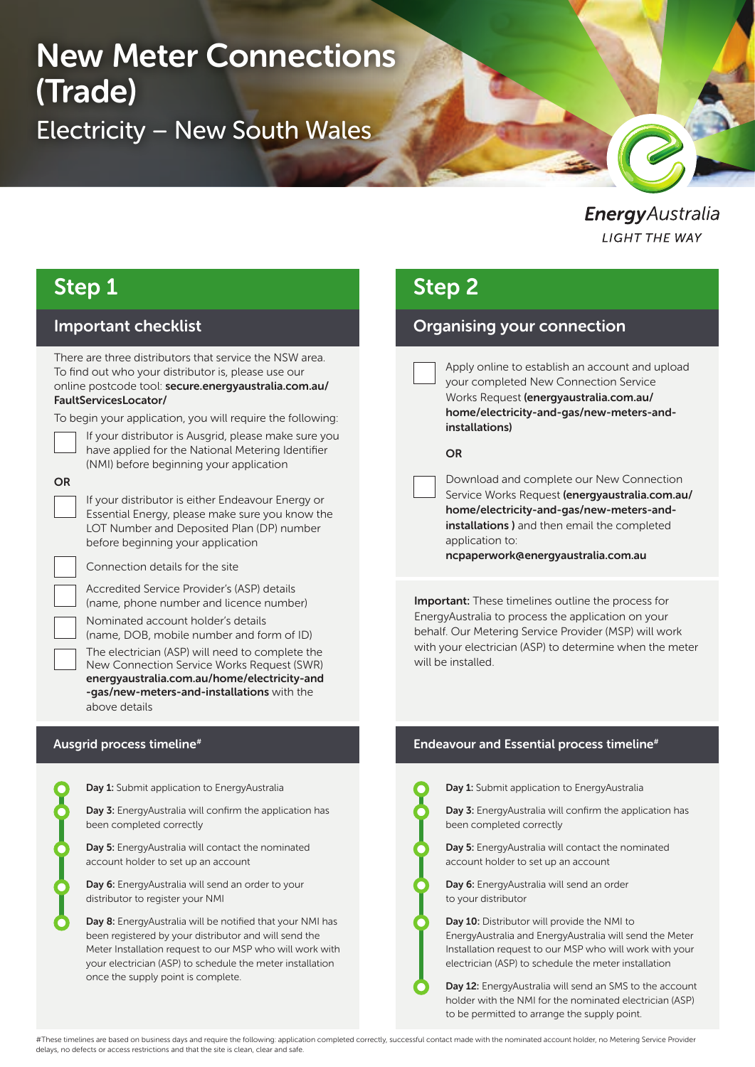# New Meter Connections (Trade)

## Electricity – New South Wales

EnergyAustralia
LIGHT THE WAY

## Step 1

### Important checklist

There are three distributors that service the NSW area. To find out who your distributor is, please use our online postcode tool: **secure.energyaustralia.com.au/FaultServicesLocator/**

To begin your application, you will require the following:

- [ ] If your distributor is Ausgrid, please make sure you have applied for the National Metering Identifier (NMI) before beginning your application

OR

- [ ] If your distributor is either Endeavour Energy or Essential Energy, please make sure you know the LOT Number and Deposited Plan (DP) number before beginning your application
- [ ] Connection details for the site
- [ ] Accredited Service Provider's (ASP) details (name, phone number and licence number)
- [ ] Nominated account holder's details (name, DOB, mobile number and form of ID)
- [ ] The electrician (ASP) will need to complete the New Connection Service Works Request (SWR) **energyaustralia.com.au/home/electricity-and-gas/new-meters-and-installations** with the above details

### Ausgrid process timeline#

- **Day 1:** Submit application to EnergyAustralia
- **Day 3:** EnergyAustralia will confirm the application has been completed correctly
- **Day 5:** EnergyAustralia will contact the nominated account holder to set up an account
- **Day 6:** EnergyAustralia will send an order to your distributor to register your NMI
- **Day 8:** EnergyAustralia will be notified that your NMI has been registered by your distributor and will send the Meter Installation request to our MSP who will work with your electrician (ASP) to schedule the meter installation once the supply point is complete.

## Step 2

### Organising your connection

- [ ] Apply online to establish an account and upload your completed New Connection Service Works Request **(energyaustralia.com.au/home/electricity-and-gas/new-meters-and-installations)**

**OR**

- [ ] Download and complete our New Connection Service Works Request **(energyaustralia.com.au/home/electricity-and-gas/new-meters-and-installations )** and then email the completed application to: **ncpaperwork@energyaustralia.com.au**

**Important:** These timelines outline the process for EnergyAustralia to process the application on your behalf. Our Metering Service Provider (MSP) will work with your electrician (ASP) to determine when the meter will be installed.

### Endeavour and Essential process timeline#

- **Day 1:** Submit application to EnergyAustralia
- **Day 3:** EnergyAustralia will confirm the application has been completed correctly
- **Day 5:** EnergyAustralia will contact the nominated account holder to set up an account
- **Day 6:** EnergyAustralia will send an order to your distributor
- **Day 10:** Distributor will provide the NMI to EnergyAustralia and EnergyAustralia will send the Meter Installation request to our MSP who will work with your electrician (ASP) to schedule the meter installation
- **Day 12:** EnergyAustralia will send an SMS to the account holder with the NMI for the nominated electrician (ASP) to be permitted to arrange the supply point.

#These timelines are based on business days and require the following: application completed correctly, successful contact made with the nominated account holder, no Metering Service Provider delays, no defects or access restrictions and that the site is clean, clear and safe.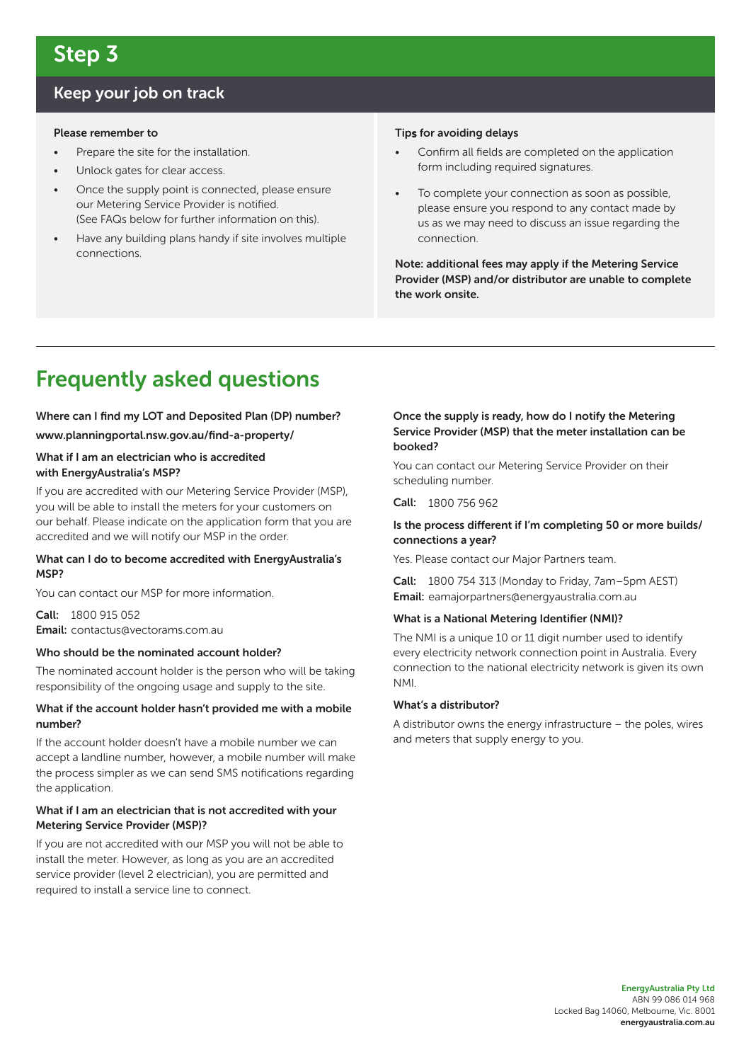# Step 3

## Keep your job on track

**Please remember to**

- Prepare the site for the installation.
- Unlock gates for clear access.
- Once the supply point is connected, please ensure our Metering Service Provider is notified. (See FAQs below for further information on this).
- Have any building plans handy if site involves multiple connections.

**Tips for avoiding delays**

- Confirm all fields are completed on the application form including required signatures.
- To complete your connection as soon as possible, please ensure you respond to any contact made by us as we may need to discuss an issue regarding the connection.

**Note: additional fees may apply if the Metering Service Provider (MSP) and/or distributor are unable to complete the work onsite.**

# Frequently asked questions

### Where can I find my LOT and Deposited Plan (DP) number?

**www.planningportal.nsw.gov.au/find-a-property/**

### What if I am an electrician who is accredited with EnergyAustralia's MSP?

If you are accredited with our Metering Service Provider (MSP), you will be able to install the meters for your customers on our behalf. Please indicate on the application form that you are accredited and we will notify our MSP in the order.

### What can I do to become accredited with EnergyAustralia's MSP?

You can contact our MSP for more information.

**Call:** 1800 915 052
**Email:** contactus@vectorams.com.au

### Who should be the nominated account holder?

The nominated account holder is the person who will be taking responsibility of the ongoing usage and supply to the site.

### What if the account holder hasn't provided me with a mobile number?

If the account holder doesn't have a mobile number we can accept a landline number, however, a mobile number will make the process simpler as we can send SMS notifications regarding the application.

### What if I am an electrician that is not accredited with your Metering Service Provider (MSP)?

If you are not accredited with our MSP you will not be able to install the meter. However, as long as you are an accredited service provider (level 2 electrician), you are permitted and required to install a service line to connect.

### Once the supply is ready, how do I notify the Metering Service Provider (MSP) that the meter installation can be booked?

You can contact our Metering Service Provider on their scheduling number.

**Call:** 1800 756 962

### Is the process different if I'm completing 50 or more builds/connections a year?

Yes. Please contact our Major Partners team.

**Call:** 1800 754 313 (Monday to Friday, 7am–5pm AEST)
**Email:** eamajorpartners@energyaustralia.com.au

### What is a National Metering Identifier (NMI)?

The NMI is a unique 10 or 11 digit number used to identify every electricity network connection point in Australia. Every connection to the national electricity network is given its own NMI.

### What's a distributor?

A distributor owns the energy infrastructure – the poles, wires and meters that supply energy to you.

**EnergyAustralia Pty Ltd**
ABN 99 086 014 968
Locked Bag 14060, Melbourne, Vic. 8001
**energyaustralia.com.au**